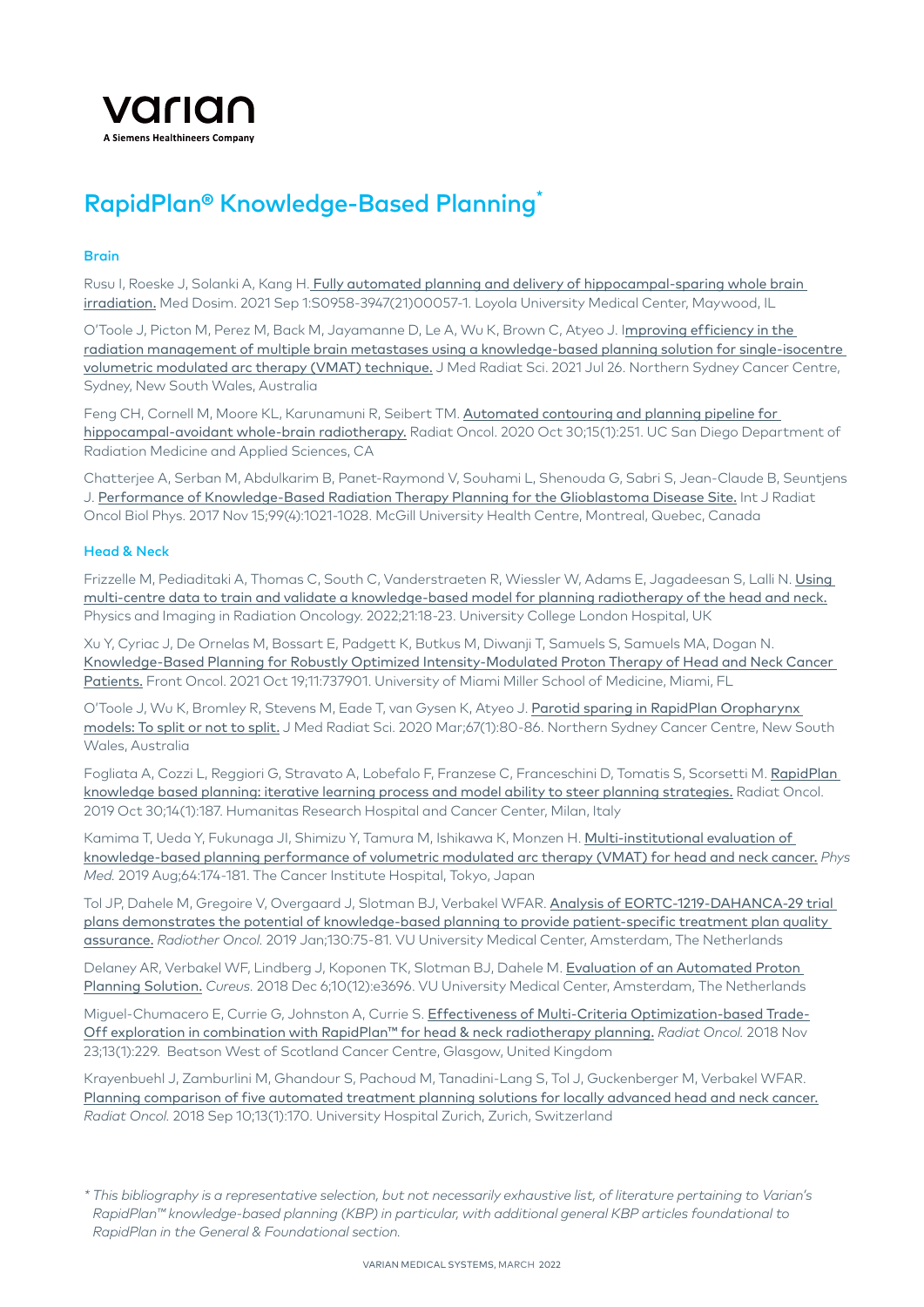varian

A Siemens Healthineers Company

# RapidPlan® Knowledge-Based Planning*

## Brain

Rusu I, Roeske J, Solanki A, Kang H. Fully automated planning and delivery of hippocampal-sparing whole brain irradiation. Med Dosim. 2021 Sep 1:S0958-3947(21)00057-1. Loyola University Medical Center, Maywood, IL

O'Toole J, Picton M, Perez M, Back M, Jayamanne D, Le A, Wu K, Brown C, Atyeo J. Improving efficiency in the radiation management of multiple brain metastases using a knowledge-based planning solution for single-isocentre volumetric modulated arc therapy (VMAT) technique. J Med Radiat Sci. 2021 Jul 26. Northern Sydney Cancer Centre, Sydney, New South Wales, Australia

Feng CH, Cornell M, Moore KL, Karunamuni R, Seibert TM. Automated contouring and planning pipeline for hippocampal-avoidant whole-brain radiotherapy. Radiat Oncol. 2020 Oct 30;15(1):251. UC San Diego Department of Radiation Medicine and Applied Sciences, CA

Chatterjee A, Serban M, Abdulkarim B, Panet-Raymond V, Souhami L, Shenouda G, Sabri S, Jean-Claude B, Seuntjens J. Performance of Knowledge-Based Radiation Therapy Planning for the Glioblastoma Disease Site. Int J Radiat Oncol Biol Phys. 2017 Nov 15;99(4):1021-1028. McGill University Health Centre, Montreal, Quebec, Canada

## Head & Neck

Frizzelle M, Pediaditaki A, Thomas C, South C, Vanderstraeten R, Wiessler W, Adams E, Jagadeesan S, Lalli N. Using multi-centre data to train and validate a knowledge-based model for planning radiotherapy of the head and neck. Physics and Imaging in Radiation Oncology. 2022;21:18-23. University College London Hospital, UK

Xu Y, Cyriac J, De Ornelas M, Bossart E, Padgett K, Butkus M, Diwanji T, Samuels S, Samuels MA, Dogan N. Knowledge-Based Planning for Robustly Optimized Intensity-Modulated Proton Therapy of Head and Neck Cancer Patients. Front Oncol. 2021 Oct 19;11:737901. University of Miami Miller School of Medicine, Miami, FL

O'Toole J, Wu K, Bromley R, Stevens M, Eade T, van Gysen K, Atyeo J. Parotid sparing in RapidPlan Oropharynx models: To split or not to split. J Med Radiat Sci. 2020 Mar;67(1):80-86. Northern Sydney Cancer Centre, New South Wales, Australia

Fogliata A, Cozzi L, Reggiori G, Stravato A, Lobefalo F, Franzese C, Franceschini D, Tomatis S, Scorsetti M. RapidPlan knowledge based planning: iterative learning process and model ability to steer planning strategies. Radiat Oncol. 2019 Oct 30;14(1):187. Humanitas Research Hospital and Cancer Center, Milan, Italy

Kamima T, Ueda Y, Fukunaga JI, Shimizu Y, Tamura M, Ishikawa K, Monzen H. Multi-institutional evaluation of knowledge-based planning performance of volumetric modulated arc therapy (VMAT) for head and neck cancer. *Phys Med.* 2019 Aug;64:174-181. The Cancer Institute Hospital, Tokyo, Japan

Tol JP, Dahele M, Gregoire V, Overgaard J, Slotman BJ, Verbakel WFAR. Analysis of EORTC-1219-DAHANCA-29 trial plans demonstrates the potential of knowledge-based planning to provide patient-specific treatment plan quality assurance. *Radiother Oncol.* 2019 Jan;130:75-81. VU University Medical Center, Amsterdam, The Netherlands

Delaney AR, Verbakel WF, Lindberg J, Koponen TK, Slotman BJ, Dahele M. Evaluation of an Automated Proton Planning Solution. *Cureus.* 2018 Dec 6;10(12):e3696. VU University Medical Center, Amsterdam, The Netherlands

Miguel-Chumacero E, Currie G, Johnston A, Currie S. Effectiveness of Multi-Criteria Optimization-based Trade-Off exploration in combination with RapidPlan™ for head & neck radiotherapy planning. *Radiat Oncol.* 2018 Nov 23;13(1):229. Beatson West of Scotland Cancer Centre, Glasgow, United Kingdom

Krayenbuehl J, Zamburlini M, Ghandour S, Pachoud M, Tanadini-Lang S, Tol J, Guckenberger M, Verbakel WFAR. Planning comparison of five automated treatment planning solutions for locally advanced head and neck cancer. *Radiat Oncol.* 2018 Sep 10;13(1):170. University Hospital Zurich, Zurich, Switzerland

*\* This bibliography is a representative selection, but not necessarily exhaustive list, of literature pertaining to Varian's RapidPlan™ knowledge-based planning (KBP) in particular, with additional general KBP articles foundational to RapidPlan in the General & Foundational section.*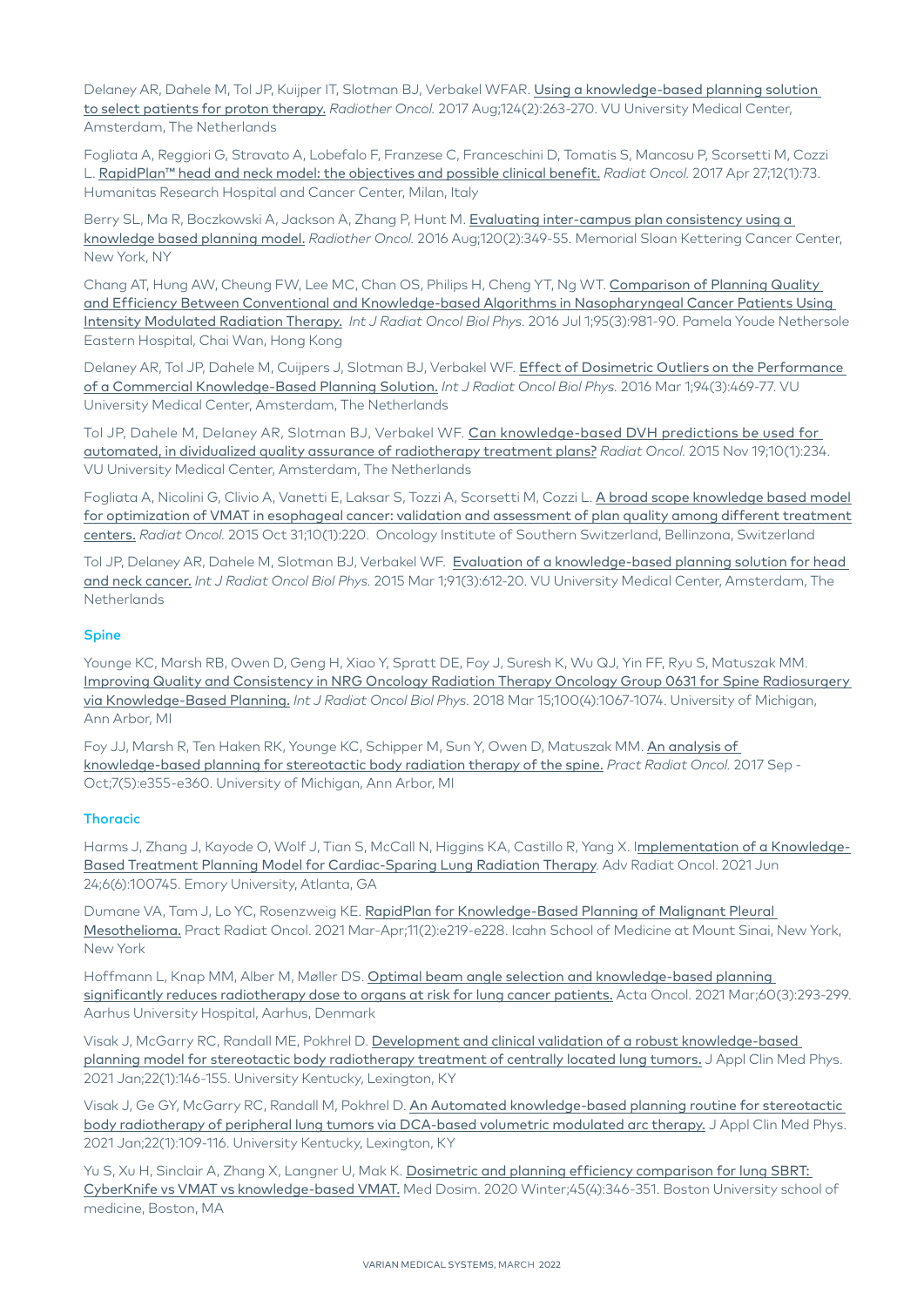Delaney AR, Dahele M, Tol JP, Kuijper IT, Slotman BJ, Verbakel WFAR. Using a knowledge-based planning solution to select patients for proton therapy. *Radiother Oncol.* 2017 Aug;124(2):263-270. VU University Medical Center, Amsterdam, The Netherlands

Fogliata A, Reggiori G, Stravato A, Lobefalo F, Franzese C, Franceschini D, Tomatis S, Mancosu P, Scorsetti M, Cozzi L. RapidPlan™ head and neck model: the objectives and possible clinical benefit. *Radiat Oncol.* 2017 Apr 27;12(1):73. Humanitas Research Hospital and Cancer Center, Milan, Italy

Berry SL, Ma R, Boczkowski A, Jackson A, Zhang P, Hunt M. Evaluating inter-campus plan consistency using a knowledge based planning model. *Radiother Oncol.* 2016 Aug;120(2):349-55. Memorial Sloan Kettering Cancer Center, New York, NY

Chang AT, Hung AW, Cheung FW, Lee MC, Chan OS, Philips H, Cheng YT, Ng WT. Comparison of Planning Quality and Efficiency Between Conventional and Knowledge-based Algorithms in Nasopharyngeal Cancer Patients Using Intensity Modulated Radiation Therapy. *Int J Radiat Oncol Biol Phys.* 2016 Jul 1;95(3):981-90. Pamela Youde Nethersole Eastern Hospital, Chai Wan, Hong Kong

Delaney AR, Tol JP, Dahele M, Cuijpers J, Slotman BJ, Verbakel WF. Effect of Dosimetric Outliers on the Performance of a Commercial Knowledge-Based Planning Solution. *Int J Radiat Oncol Biol Phys.* 2016 Mar 1;94(3):469-77. VU University Medical Center, Amsterdam, The Netherlands

Tol JP, Dahele M, Delaney AR, Slotman BJ, Verbakel WF. Can knowledge-based DVH predictions be used for automated, in dividualized quality assurance of radiotherapy treatment plans? *Radiat Oncol.* 2015 Nov 19;10(1):234. VU University Medical Center, Amsterdam, The Netherlands

Fogliata A, Nicolini G, Clivio A, Vanetti E, Laksar S, Tozzi A, Scorsetti M, Cozzi L. A broad scope knowledge based model for optimization of VMAT in esophageal cancer: validation and assessment of plan quality among different treatment centers. *Radiat Oncol.* 2015 Oct 31;10(1):220. Oncology Institute of Southern Switzerland, Bellinzona, Switzerland

Tol JP, Delaney AR, Dahele M, Slotman BJ, Verbakel WF. Evaluation of a knowledge-based planning solution for head and neck cancer. *Int J Radiat Oncol Biol Phys.* 2015 Mar 1;91(3):612-20. VU University Medical Center, Amsterdam, The Netherlands

### Spine

Younge KC, Marsh RB, Owen D, Geng H, Xiao Y, Spratt DE, Foy J, Suresh K, Wu QJ, Yin FF, Ryu S, Matuszak MM. Improving Quality and Consistency in NRG Oncology Radiation Therapy Oncology Group 0631 for Spine Radiosurgery via Knowledge-Based Planning. *Int J Radiat Oncol Biol Phys.* 2018 Mar 15;100(4):1067-1074. University of Michigan, Ann Arbor, MI

Foy JJ, Marsh R, Ten Haken RK, Younge KC, Schipper M, Sun Y, Owen D, Matuszak MM. An analysis of knowledge-based planning for stereotactic body radiation therapy of the spine. *Pract Radiat Oncol.* 2017 Sep - Oct;7(5):e355-e360. University of Michigan, Ann Arbor, MI

### Thoracic

Harms J, Zhang J, Kayode O, Wolf J, Tian S, McCall N, Higgins KA, Castillo R, Yang X. Implementation of a Knowledge-Based Treatment Planning Model for Cardiac-Sparing Lung Radiation Therapy. Adv Radiat Oncol. 2021 Jun 24;6(6):100745. Emory University, Atlanta, GA

Dumane VA, Tam J, Lo YC, Rosenzweig KE. RapidPlan for Knowledge-Based Planning of Malignant Pleural Mesothelioma. Pract Radiat Oncol. 2021 Mar-Apr;11(2):e219-e228. Icahn School of Medicine at Mount Sinai, New York, New York

Hoffmann L, Knap MM, Alber M, Møller DS. Optimal beam angle selection and knowledge-based planning significantly reduces radiotherapy dose to organs at risk for lung cancer patients. Acta Oncol. 2021 Mar;60(3):293-299. Aarhus University Hospital, Aarhus, Denmark

Visak J, McGarry RC, Randall ME, Pokhrel D. Development and clinical validation of a robust knowledge-based planning model for stereotactic body radiotherapy treatment of centrally located lung tumors. J Appl Clin Med Phys. 2021 Jan;22(1):146-155. University Kentucky, Lexington, KY

Visak J, Ge GY, McGarry RC, Randall M, Pokhrel D. An Automated knowledge-based planning routine for stereotactic body radiotherapy of peripheral lung tumors via DCA-based volumetric modulated arc therapy. J Appl Clin Med Phys. 2021 Jan;22(1):109-116. University Kentucky, Lexington, KY

Yu S, Xu H, Sinclair A, Zhang X, Langner U, Mak K. Dosimetric and planning efficiency comparison for lung SBRT: CyberKnife vs VMAT vs knowledge-based VMAT. Med Dosim. 2020 Winter;45(4):346-351. Boston University school of medicine, Boston, MA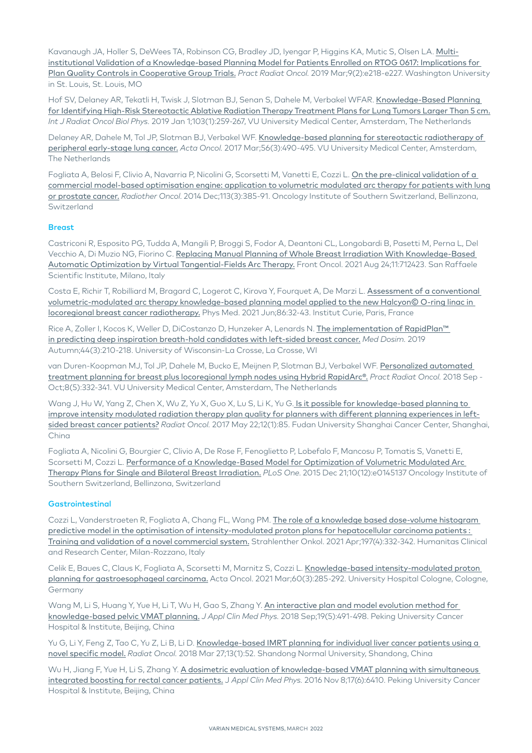Kavanaugh JA, Holler S, DeWees TA, Robinson CG, Bradley JD, Iyengar P, Higgins KA, Mutic S, Olsen LA. Multi-institutional Validation of a Knowledge-based Planning Model for Patients Enrolled on RTOG 0617: Implications for Plan Quality Controls in Cooperative Group Trials. *Pract Radiat Oncol.* 2019 Mar;9(2):e218-e227. Washington University in St. Louis, St. Louis, MO

Hof SV, Delaney AR, Tekatli H, Twisk J, Slotman BJ, Senan S, Dahele M, Verbakel WFAR. Knowledge-Based Planning for Identifying High-Risk Stereotactic Ablative Radiation Therapy Treatment Plans for Lung Tumors Larger Than 5 cm. *Int J Radiat Oncol Biol Phys.* 2019 Jan 1;103(1):259-267, VU University Medical Center, Amsterdam, The Netherlands

Delaney AR, Dahele M, Tol JP, Slotman BJ, Verbakel WF. Knowledge-based planning for stereotactic radiotherapy of peripheral early-stage lung cancer. *Acta Oncol.* 2017 Mar;56(3):490-495. VU University Medical Center, Amsterdam, The Netherlands

Fogliata A, Belosi F, Clivio A, Navarria P, Nicolini G, Scorsetti M, Vanetti E, Cozzi L. On the pre-clinical validation of a commercial model-based optimisation engine: application to volumetric modulated arc therapy for patients with lung or prostate cancer. *Radiother Oncol.* 2014 Dec;113(3):385-91. Oncology Institute of Southern Switzerland, Bellinzona, Switzerland

### Breast

Castriconi R, Esposito PG, Tudda A, Mangili P, Broggi S, Fodor A, Deantoni CL, Longobardi B, Pasetti M, Perna L, Del Vecchio A, Di Muzio NG, Fiorino C. Replacing Manual Planning of Whole Breast Irradiation With Knowledge-Based Automatic Optimization by Virtual Tangential-Fields Arc Therapy. Front Oncol. 2021 Aug 24;11:712423. San Raffaele Scientific Institute, Milano, Italy

Costa E, Richir T, Robilliard M, Bragard C, Logerot C, Kirova Y, Fourquet A, De Marzi L. Assessment of a conventional volumetric-modulated arc therapy knowledge-based planning model applied to the new Halcyon© O-ring linac in locoregional breast cancer radiotherapy. Phys Med. 2021 Jun;86:32-43. Institut Curie, Paris, France

Rice A, Zoller I, Kocos K, Weller D, DiCostanzo D, Hunzeker A, Lenards N. The implementation of RapidPlan™ in predicting deep inspiration breath-hold candidates with left-sided breast cancer. *Med Dosim.* 2019 Autumn;44(3):210-218. University of Wisconsin-La Crosse, La Crosse, WI

van Duren-Koopman MJ, Tol JP, Dahele M, Bucko E, Meijnen P, Slotman BJ, Verbakel WF. Personalized automated treatment planning for breast plus locoregional lymph nodes using Hybrid RapidArc®. *Pract Radiat Oncol.* 2018 Sep - Oct;8(5):332-341. VU University Medical Center, Amsterdam, The Netherlands

Wang J, Hu W, Yang Z, Chen X, Wu Z, Yu X, Guo X, Lu S, Li K, Yu G. Is it possible for knowledge-based planning to improve intensity modulated radiation therapy plan quality for planners with different planning experiences in left-sided breast cancer patients? *Radiat Oncol.* 2017 May 22;12(1):85. Fudan University Shanghai Cancer Center, Shanghai, China

Fogliata A, Nicolini G, Bourgier C, Clivio A, De Rose F, Fenoglietto P, Lobefalo F, Mancosu P, Tomatis S, Vanetti E, Scorsetti M, Cozzi L. Performance of a Knowledge-Based Model for Optimization of Volumetric Modulated Arc Therapy Plans for Single and Bilateral Breast Irradiation. *PLoS One.* 2015 Dec 21;10(12):e0145137 Oncology Institute of Southern Switzerland, Bellinzona, Switzerland

### Gastrointestinal

Cozzi L, Vanderstraeten R, Fogliata A, Chang FL, Wang PM. The role of a knowledge based dose-volume histogram predictive model in the optimisation of intensity-modulated proton plans for hepatocellular carcinoma patients : Training and validation of a novel commercial system. Strahlenther Onkol. 2021 Apr;197(4):332-342. Humanitas Clinical and Research Center, Milan-Rozzano, Italy

Celik E, Baues C, Claus K, Fogliata A, Scorsetti M, Marnitz S, Cozzi L. Knowledge-based intensity-modulated proton planning for gastroesophageal carcinoma. Acta Oncol. 2021 Mar;60(3):285-292. University Hospital Cologne, Cologne, Germany

Wang M, Li S, Huang Y, Yue H, Li T, Wu H, Gao S, Zhang Y. An interactive plan and model evolution method for knowledge-based pelvic VMAT planning. *J Appl Clin Med Phys.* 2018 Sep;19(5):491-498. Peking University Cancer Hospital & Institute, Beijing, China

Yu G, Li Y, Feng Z, Tao C, Yu Z, Li B, Li D. Knowledge-based IMRT planning for individual liver cancer patients using a novel specific model. *Radiat Oncol.* 2018 Mar 27;13(1):52. Shandong Normal University, Shandong, China

Wu H, Jiang F, Yue H, Li S, Zhang Y. A dosimetric evaluation of knowledge-based VMAT planning with simultaneous integrated boosting for rectal cancer patients. *J Appl Clin Med Phys.* 2016 Nov 8;17(6):6410. Peking University Cancer Hospital & Institute, Beijing, China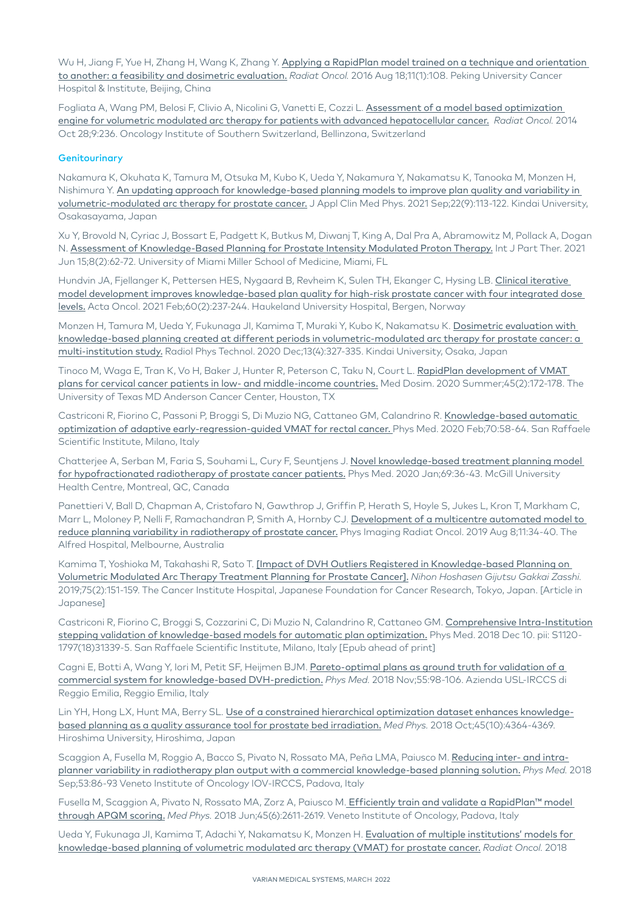Wu H, Jiang F, Yue H, Zhang H, Wang K, Zhang Y. Applying a RapidPlan model trained on a technique and orientation to another: a feasibility and dosimetric evaluation. *Radiat Oncol.* 2016 Aug 18;11(1):108. Peking University Cancer Hospital & Institute, Beijing, China

Fogliata A, Wang PM, Belosi F, Clivio A, Nicolini G, Vanetti E, Cozzi L. Assessment of a model based optimization engine for volumetric modulated arc therapy for patients with advanced hepatocellular cancer. *Radiat Oncol.* 2014 Oct 28;9:236. Oncology Institute of Southern Switzerland, Bellinzona, Switzerland

### Genitourinary

Nakamura K, Okuhata K, Tamura M, Otsuka M, Kubo K, Ueda Y, Nakamura Y, Nakamatsu K, Tanooka M, Monzen H, Nishimura Y. An updating approach for knowledge-based planning models to improve plan quality and variability in volumetric-modulated arc therapy for prostate cancer. J Appl Clin Med Phys. 2021 Sep;22(9):113-122. Kindai University, Osakasayama, Japan

Xu Y, Brovold N, Cyriac J, Bossart E, Padgett K, Butkus M, Diwanj T, King A, Dal Pra A, Abramowitz M, Pollack A, Dogan N. Assessment of Knowledge-Based Planning for Prostate Intensity Modulated Proton Therapy. Int J Part Ther. 2021 Jun 15;8(2):62-72. University of Miami Miller School of Medicine, Miami, FL

Hundvin JA, Fjellanger K, Pettersen HES, Nygaard B, Revheim K, Sulen TH, Ekanger C, Hysing LB. Clinical iterative model development improves knowledge-based plan quality for high-risk prostate cancer with four integrated dose levels. Acta Oncol. 2021 Feb;60(2):237-244. Haukeland University Hospital, Bergen, Norway

Monzen H, Tamura M, Ueda Y, Fukunaga JI, Kamima T, Muraki Y, Kubo K, Nakamatsu K. Dosimetric evaluation with knowledge-based planning created at different periods in volumetric-modulated arc therapy for prostate cancer: a multi-institution study. Radiol Phys Technol. 2020 Dec;13(4):327-335. Kindai University, Osaka, Japan

Tinoco M, Waga E, Tran K, Vo H, Baker J, Hunter R, Peterson C, Taku N, Court L. RapidPlan development of VMAT plans for cervical cancer patients in low- and middle-income countries. Med Dosim. 2020 Summer;45(2):172-178. The University of Texas MD Anderson Cancer Center, Houston, TX

Castriconi R, Fiorino C, Passoni P, Broggi S, Di Muzio NG, Cattaneo GM, Calandrino R. Knowledge-based automatic optimization of adaptive early-regression-guided VMAT for rectal cancer. Phys Med. 2020 Feb;70:58-64. San Raffaele Scientific Institute, Milano, Italy

Chatterjee A, Serban M, Faria S, Souhami L, Cury F, Seuntjens J. Novel knowledge-based treatment planning model for hypofractionated radiotherapy of prostate cancer patients. Phys Med. 2020 Jan;69:36-43. McGill University Health Centre, Montreal, QC, Canada

Panettieri V, Ball D, Chapman A, Cristofaro N, Gawthrop J, Griffin P, Herath S, Hoyle S, Jukes L, Kron T, Markham C, Marr L, Moloney P, Nelli F, Ramachandran P, Smith A, Hornby CJ. Development of a multicentre automated model to reduce planning variability in radiotherapy of prostate cancer. Phys Imaging Radiat Oncol. 2019 Aug 8;11:34-40. The Alfred Hospital, Melbourne, Australia

Kamima T, Yoshioka M, Takahashi R, Sato T. [Impact of DVH Outliers Registered in Knowledge-based Planning on Volumetric Modulated Arc Therapy Treatment Planning for Prostate Cancer]. *Nihon Hoshasen Gijutsu Gakkai Zasshi.* 2019;75(2):151-159. The Cancer Institute Hospital, Japanese Foundation for Cancer Research, Tokyo, Japan. [Article in Japanese]

Castriconi R, Fiorino C, Broggi S, Cozzarini C, Di Muzio N, Calandrino R, Cattaneo GM. Comprehensive Intra-Institution stepping validation of knowledge-based models for automatic plan optimization. Phys Med. 2018 Dec 10. pii: S1120-1797(18)31339-5. San Raffaele Scientific Institute, Milano, Italy [Epub ahead of print]

Cagni E, Botti A, Wang Y, Iori M, Petit SF, Heijmen BJM. Pareto-optimal plans as ground truth for validation of a commercial system for knowledge-based DVH-prediction. *Phys Med.* 2018 Nov;55:98-106. Azienda USL-IRCCS di Reggio Emilia, Reggio Emilia, Italy

Lin YH, Hong LX, Hunt MA, Berry SL. Use of a constrained hierarchical optimization dataset enhances knowledge-based planning as a quality assurance tool for prostate bed irradiation. *Med Phys.* 2018 Oct;45(10):4364-4369. Hiroshima University, Hiroshima, Japan

Scaggion A, Fusella M, Roggio A, Bacco S, Pivato N, Rossato MA, Peña LMA, Paiusco M. Reducing inter- and intra-planner variability in radiotherapy plan output with a commercial knowledge-based planning solution. *Phys Med.* 2018 Sep;53:86-93 Veneto Institute of Oncology IOV-IRCCS, Padova, Italy

Fusella M, Scaggion A, Pivato N, Rossato MA, Zorz A, Paiusco M. Efficiently train and validate a RapidPlan™ model through APQM scoring. *Med Phys.* 2018 Jun;45(6):2611-2619. Veneto Institute of Oncology, Padova, Italy

Ueda Y, Fukunaga JI, Kamima T, Adachi Y, Nakamatsu K, Monzen H. Evaluation of multiple institutions' models for knowledge-based planning of volumetric modulated arc therapy (VMAT) for prostate cancer. *Radiat Oncol.* 2018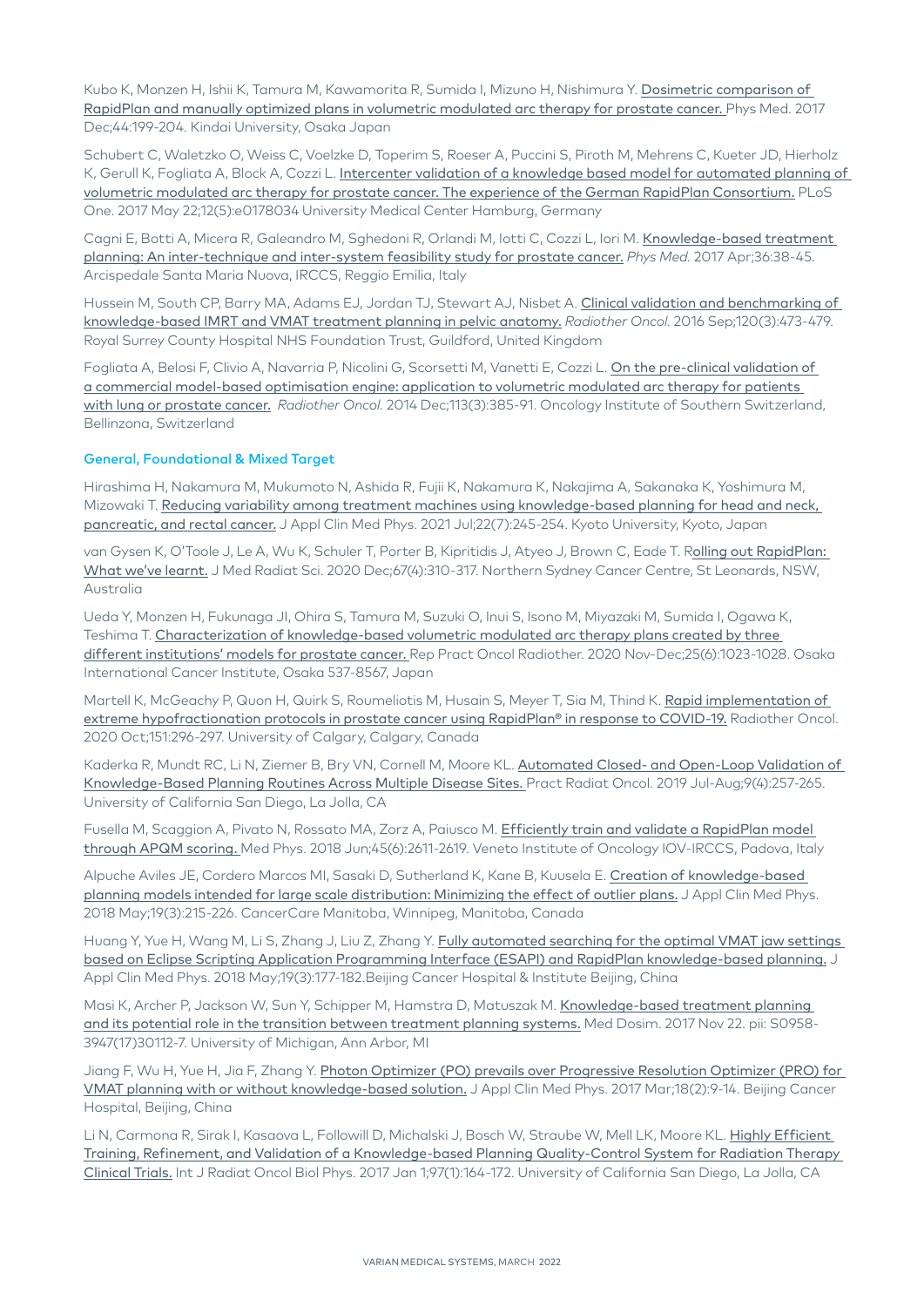Kubo K, Monzen H, Ishii K, Tamura M, Kawamorita R, Sumida I, Mizuno H, Nishimura Y. Dosimetric comparison of RapidPlan and manually optimized plans in volumetric modulated arc therapy for prostate cancer. Phys Med. 2017 Dec;44:199-204. Kindai University, Osaka Japan

Schubert C, Waletzko O, Weiss C, Voelzke D, Toperim S, Roeser A, Puccini S, Piroth M, Mehrens C, Kueter JD, Hierholz K, Gerull K, Fogliata A, Block A, Cozzi L. Intercenter validation of a knowledge based model for automated planning of volumetric modulated arc therapy for prostate cancer. The experience of the German RapidPlan Consortium. PLoS One. 2017 May 22;12(5):e0178034 University Medical Center Hamburg, Germany

Cagni E, Botti A, Micera R, Galeandro M, Sghedoni R, Orlandi M, Iotti C, Cozzi L, Iori M. Knowledge-based treatment planning: An inter-technique and inter-system feasibility study for prostate cancer. *Phys Med.* 2017 Apr;36:38-45. Arcispedale Santa Maria Nuova, IRCCS, Reggio Emilia, Italy

Hussein M, South CP, Barry MA, Adams EJ, Jordan TJ, Stewart AJ, Nisbet A. Clinical validation and benchmarking of knowledge-based IMRT and VMAT treatment planning in pelvic anatomy. *Radiother Oncol.* 2016 Sep;120(3):473-479. Royal Surrey County Hospital NHS Foundation Trust, Guildford, United Kingdom

Fogliata A, Belosi F, Clivio A, Navarria P, Nicolini G, Scorsetti M, Vanetti E, Cozzi L. On the pre-clinical validation of a commercial model-based optimisation engine: application to volumetric modulated arc therapy for patients with lung or prostate cancer. *Radiother Oncol.* 2014 Dec;113(3):385-91. Oncology Institute of Southern Switzerland, Bellinzona, Switzerland

#### General, Foundational & Mixed Target

Hirashima H, Nakamura M, Mukumoto N, Ashida R, Fujii K, Nakamura K, Nakajima A, Sakanaka K, Yoshimura M, Mizowaki T. Reducing variability among treatment machines using knowledge-based planning for head and neck, pancreatic, and rectal cancer. J Appl Clin Med Phys. 2021 Jul;22(7):245-254. Kyoto University, Kyoto, Japan

van Gysen K, O'Toole J, Le A, Wu K, Schuler T, Porter B, Kipritidis J, Atyeo J, Brown C, Eade T. Rolling out RapidPlan: What we've learnt. J Med Radiat Sci. 2020 Dec;67(4):310-317. Northern Sydney Cancer Centre, St Leonards, NSW, Australia

Ueda Y, Monzen H, Fukunaga JI, Ohira S, Tamura M, Suzuki O, Inui S, Isono M, Miyazaki M, Sumida I, Ogawa K, Teshima T. Characterization of knowledge-based volumetric modulated arc therapy plans created by three different institutions' models for prostate cancer. Rep Pract Oncol Radiother. 2020 Nov-Dec;25(6):1023-1028. Osaka International Cancer Institute, Osaka 537-8567, Japan

Martell K, McGeachy P, Quon H, Quirk S, Roumeliotis M, Husain S, Meyer T, Sia M, Thind K. Rapid implementation of extreme hypofractionation protocols in prostate cancer using RapidPlan® in response to COVID-19. Radiother Oncol. 2020 Oct;151:296-297. University of Calgary, Calgary, Canada

Kaderka R, Mundt RC, Li N, Ziemer B, Bry VN, Cornell M, Moore KL. Automated Closed- and Open-Loop Validation of Knowledge-Based Planning Routines Across Multiple Disease Sites. Pract Radiat Oncol. 2019 Jul-Aug;9(4):257-265. University of California San Diego, La Jolla, CA

Fusella M, Scaggion A, Pivato N, Rossato MA, Zorz A, Paiusco M. Efficiently train and validate a RapidPlan model through APQM scoring. Med Phys. 2018 Jun;45(6):2611-2619. Veneto Institute of Oncology IOV-IRCCS, Padova, Italy

Alpuche Aviles JE, Cordero Marcos MI, Sasaki D, Sutherland K, Kane B, Kuusela E. Creation of knowledge-based planning models intended for large scale distribution: Minimizing the effect of outlier plans. J Appl Clin Med Phys. 2018 May;19(3):215-226. CancerCare Manitoba, Winnipeg, Manitoba, Canada

Huang Y, Yue H, Wang M, Li S, Zhang J, Liu Z, Zhang Y. Fully automated searching for the optimal VMAT jaw settings based on Eclipse Scripting Application Programming Interface (ESAPI) and RapidPlan knowledge-based planning. J Appl Clin Med Phys. 2018 May;19(3):177-182.Beijing Cancer Hospital & Institute Beijing, China

Masi K, Archer P, Jackson W, Sun Y, Schipper M, Hamstra D, Matuszak M. Knowledge-based treatment planning and its potential role in the transition between treatment planning systems. Med Dosim. 2017 Nov 22. pii: S0958-3947(17)30112-7. University of Michigan, Ann Arbor, MI

Jiang F, Wu H, Yue H, Jia F, Zhang Y. Photon Optimizer (PO) prevails over Progressive Resolution Optimizer (PRO) for VMAT planning with or without knowledge-based solution. J Appl Clin Med Phys. 2017 Mar;18(2):9-14. Beijing Cancer Hospital, Beijing, China

Li N, Carmona R, Sirak I, Kasaova L, Followill D, Michalski J, Bosch W, Straube W, Mell LK, Moore KL. Highly Efficient Training, Refinement, and Validation of a Knowledge-based Planning Quality-Control System for Radiation Therapy Clinical Trials. Int J Radiat Oncol Biol Phys. 2017 Jan 1;97(1):164-172. University of California San Diego, La Jolla, CA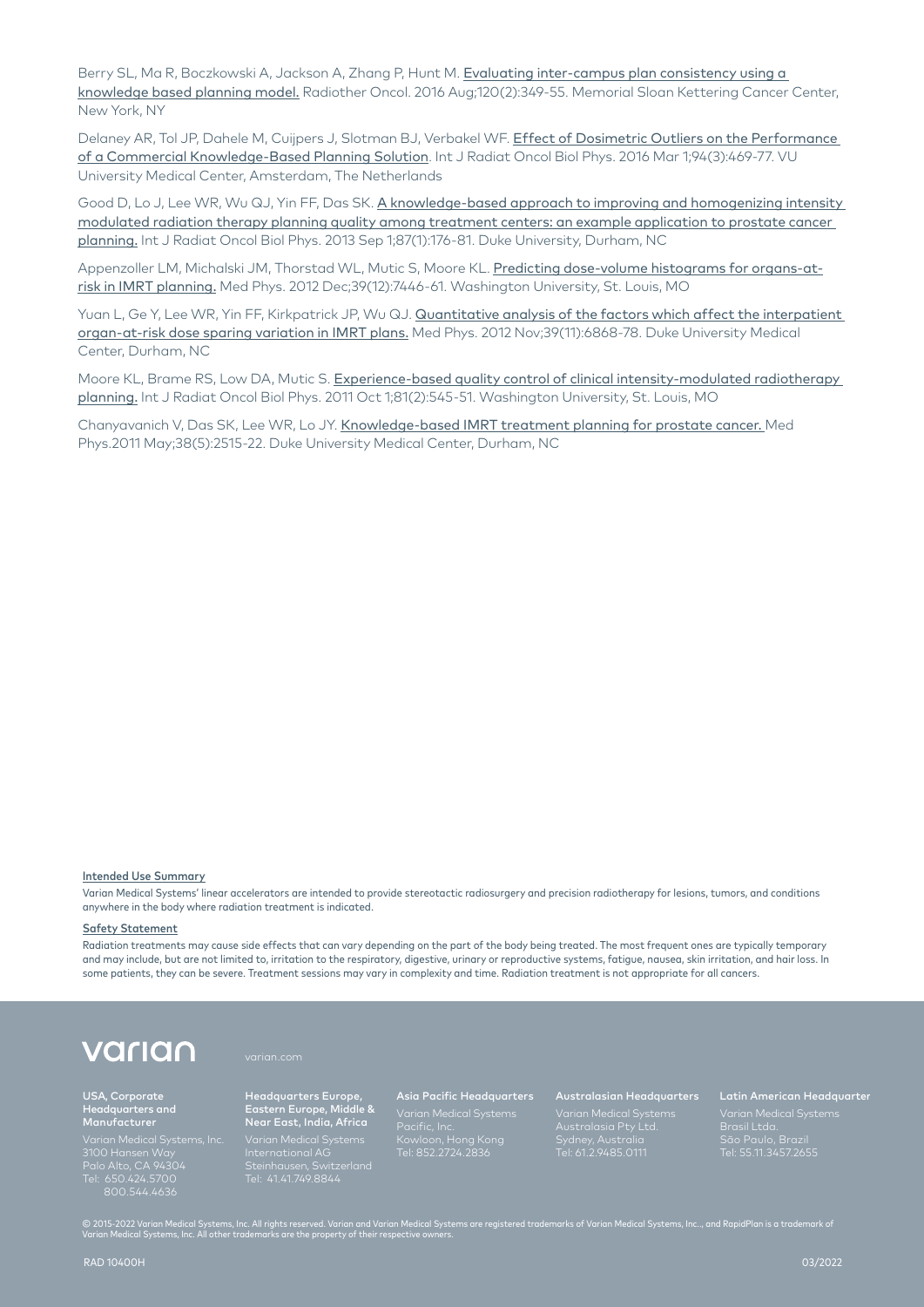Berry SL, Ma R, Boczkowski A, Jackson A, Zhang P, Hunt M. Evaluating inter-campus plan consistency using a knowledge based planning model. Radiother Oncol. 2016 Aug;120(2):349-55. Memorial Sloan Kettering Cancer Center, New York, NY

Delaney AR, Tol JP, Dahele M, Cuijpers J, Slotman BJ, Verbakel WF. Effect of Dosimetric Outliers on the Performance of a Commercial Knowledge-Based Planning Solution. Int J Radiat Oncol Biol Phys. 2016 Mar 1;94(3):469-77. VU University Medical Center, Amsterdam, The Netherlands

Good D, Lo J, Lee WR, Wu QJ, Yin FF, Das SK. A knowledge-based approach to improving and homogenizing intensity modulated radiation therapy planning quality among treatment centers: an example application to prostate cancer planning. Int J Radiat Oncol Biol Phys. 2013 Sep 1;87(1):176-81. Duke University, Durham, NC

Appenzoller LM, Michalski JM, Thorstad WL, Mutic S, Moore KL. Predicting dose-volume histograms for organs-at-risk in IMRT planning. Med Phys. 2012 Dec;39(12):7446-61. Washington University, St. Louis, MO

Yuan L, Ge Y, Lee WR, Yin FF, Kirkpatrick JP, Wu QJ. Quantitative analysis of the factors which affect the interpatient organ-at-risk dose sparing variation in IMRT plans. Med Phys. 2012 Nov;39(11):6868-78. Duke University Medical Center, Durham, NC

Moore KL, Brame RS, Low DA, Mutic S. Experience-based quality control of clinical intensity-modulated radiotherapy planning. Int J Radiat Oncol Biol Phys. 2011 Oct 1;81(2):545-51. Washington University, St. Louis, MO

Chanyavanich V, Das SK, Lee WR, Lo JY. Knowledge-based IMRT treatment planning for prostate cancer. Med Phys.2011 May;38(5):2515-22. Duke University Medical Center, Durham, NC

**Intended Use Summary**

Varian Medical Systems' linear accelerators are intended to provide stereotactic radiosurgery and precision radiotherapy for lesions, tumors, and conditions anywhere in the body where radiation treatment is indicated.

**Safety Statement**

Radiation treatments may cause side effects that can vary depending on the part of the body being treated. The most frequent ones are typically temporary and may include, but are not limited to, irritation to the respiratory, digestive, urinary or reproductive systems, fatigue, nausea, skin irritation, and hair loss. In some patients, they can be severe. Treatment sessions may vary in complexity and time. Radiation treatment is not appropriate for all cancers.

varian

varian.com

**USA, Corporate Headquarters and Manufacturer**
Varian Medical Systems, Inc.
3100 Hansen Way
Palo Alto, CA 94304
Tel: 650.424.5700
800.544.4636

**Headquarters Europe, Eastern Europe, Middle & Near East, India, Africa**
Varian Medical Systems International AG
Steinhausen, Switzerland
Tel: 41.41.749.8844

**Asia Pacific Headquarters**
Varian Medical Systems Pacific, Inc.
Kowloon, Hong Kong
Tel: 852.2724.2836

**Australasian Headquarters**
Varian Medical Systems Australasia Pty Ltd.
Sydney, Australia
Tel: 61.2.9485.0111

**Latin American Headquarter**
Varian Medical Systems Brasil Ltda.
São Paulo, Brazil
Tel: 55.11.3457.2655

© 2015-2022 Varian Medical Systems, Inc. All rights reserved. Varian and Varian Medical Systems are registered trademarks of Varian Medical Systems, Inc., and RapidPlan is a trademark of Varian Medical Systems, Inc. All other trademarks are the property of their respective owners.

RAD 10400H

03/2022